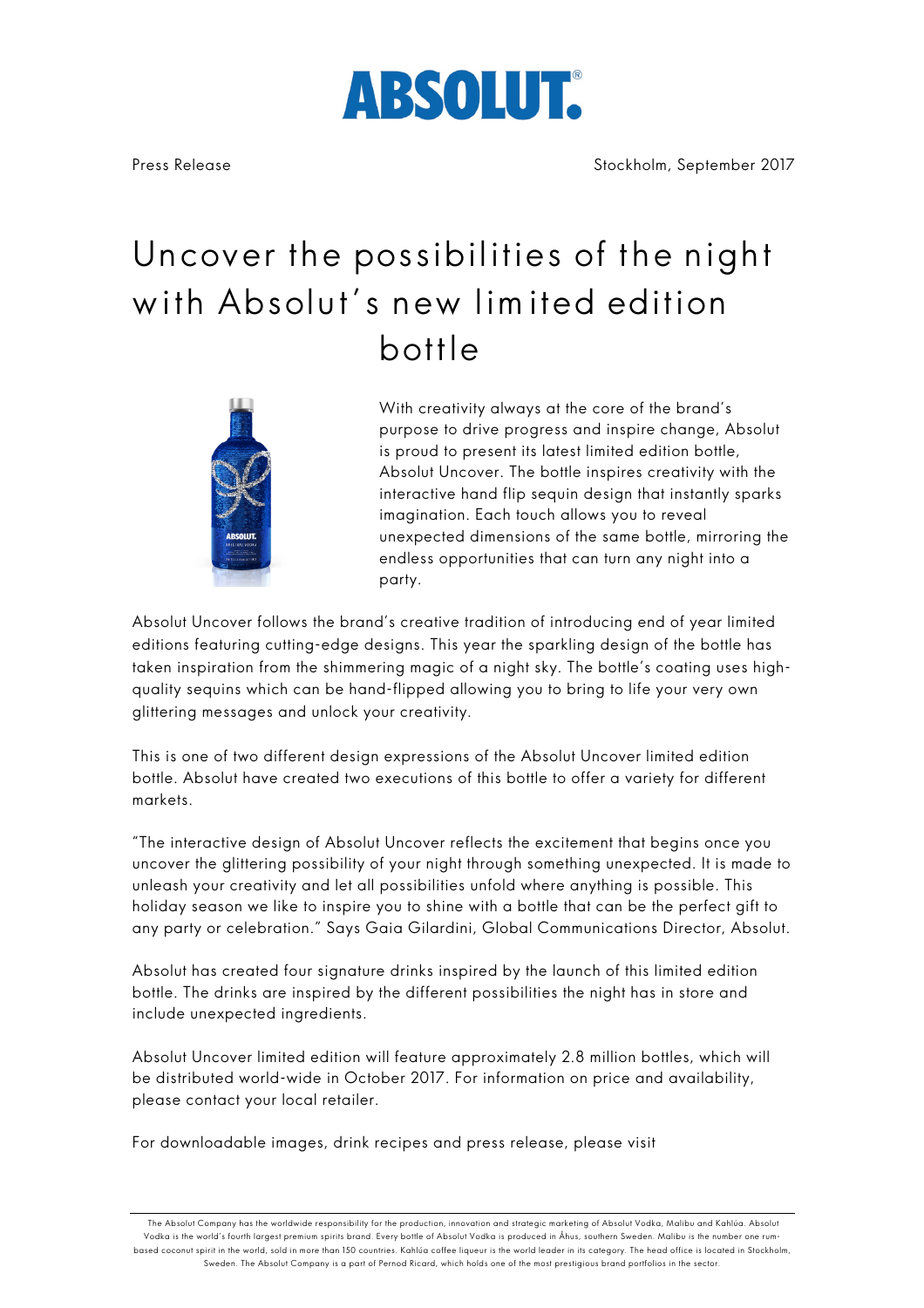# ABSOLUT®

Press Release

Stockholm, September 2017

# Uncover the possibilities of the night with Absolut's new limited edition bottle

With creativity always at the core of the brand's purpose to drive progress and inspire change, Absolut is proud to present its latest limited edition bottle, Absolut Uncover. The bottle inspires creativity with the interactive hand flip sequin design that instantly sparks imagination. Each touch allows you to reveal unexpected dimensions of the same bottle, mirroring the endless opportunities that can turn any night into a party.

Absolut Uncover follows the brand's creative tradition of introducing end of year limited editions featuring cutting-edge designs. This year the sparkling design of the bottle has taken inspiration from the shimmering magic of a night sky. The bottle's coating uses high-quality sequins which can be hand-flipped allowing you to bring to life your very own glittering messages and unlock your creativity.

This is one of two different design expressions of the Absolut Uncover limited edition bottle. Absolut have created two executions of this bottle to offer a variety for different markets.

"The interactive design of Absolut Uncover reflects the excitement that begins once you uncover the glittering possibility of your night through something unexpected. It is made to unleash your creativity and let all possibilities unfold where anything is possible. This holiday season we like to inspire you to shine with a bottle that can be the perfect gift to any party or celebration." Says Gaia Gilardini, Global Communications Director, Absolut.

Absolut has created four signature drinks inspired by the launch of this limited edition bottle. The drinks are inspired by the different possibilities the night has in store and include unexpected ingredients.

Absolut Uncover limited edition will feature approximately 2.8 million bottles, which will be distributed world-wide in October 2017. For information on price and availability, please contact your local retailer.

For downloadable images, drink recipes and press release, please visit

---

The Absolut Company has the worldwide responsibility for the production, innovation and strategic marketing of Absolut Vodka, Malibu and Kahlúa. Absolut Vodka is the world's fourth largest premium spirits brand. Every bottle of Absolut Vodka is produced in Åhus, southern Sweden. Malibu is the number one rum-based coconut spirit in the world, sold in more than 150 countries. Kahlúa coffee liqueur is the world leader in its category. The head office is located in Stockholm, Sweden. The Absolut Company is a part of Pernod Ricard, which holds one of the most prestigious brand portfolios in the sector.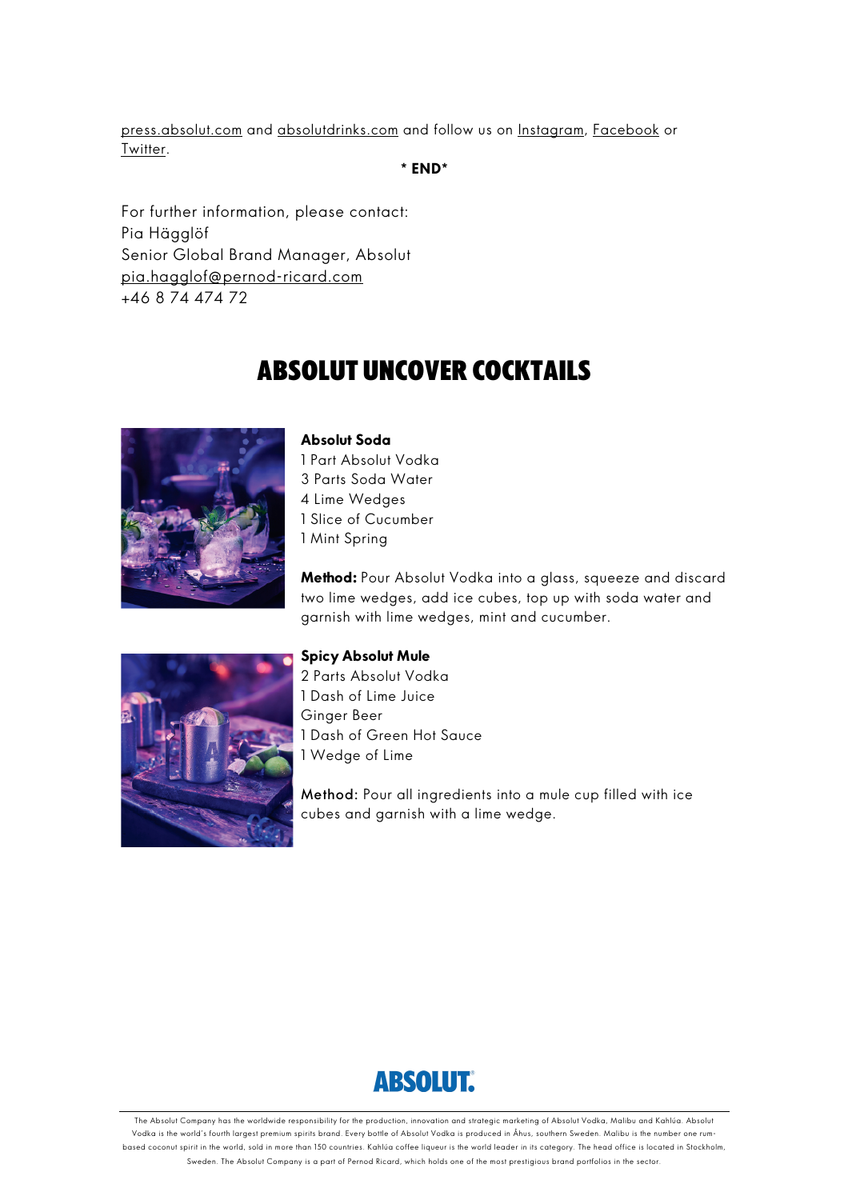press.absolut.com and absolutdrinks.com and follow us on Instagram, Facebook or Twitter.

**\* END\***

For further information, please contact:
Pia Hägglöf
Senior Global Brand Manager, Absolut
pia.hagglof@pernod-ricard.com
+46 8 74 474 72

# ABSOLUT UNCOVER COCKTAILS

**Absolut Soda**
1 Part Absolut Vodka
3 Parts Soda Water
4 Lime Wedges
1 Slice of Cucumber
1 Mint Spring

**Method:** Pour Absolut Vodka into a glass, squeeze and discard two lime wedges, add ice cubes, top up with soda water and garnish with lime wedges, mint and cucumber.

**Spicy Absolut Mule**
2 Parts Absolut Vodka
1 Dash of Lime Juice
Ginger Beer
1 Dash of Green Hot Sauce
1 Wedge of Lime

Method: Pour all ingredients into a mule cup filled with ice cubes and garnish with a lime wedge.

ABSOLUT.

The Absolut Company has the worldwide responsibility for the production, innovation and strategic marketing of Absolut Vodka, Malibu and Kahlúa. Absolut Vodka is the world's fourth largest premium spirits brand. Every bottle of Absolut Vodka is produced in Åhus, southern Sweden. Malibu is the number one rum-based coconut spirit in the world, sold in more than 150 countries. Kahlúa coffee liqueur is the world leader in its category. The head office is located in Stockholm, Sweden. The Absolut Company is a part of Pernod Ricard, which holds one of the most prestigious brand portfolios in the sector.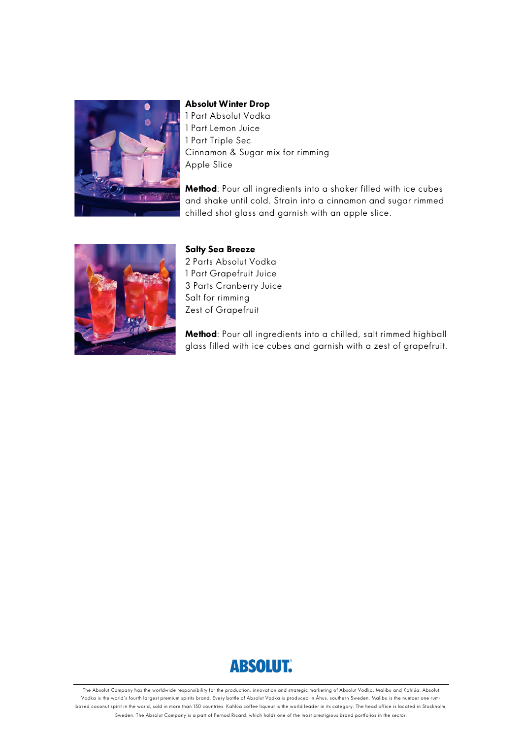**Absolut Winter Drop**
1 Part Absolut Vodka
1 Part Lemon Juice
1 Part Triple Sec
Cinnamon & Sugar mix for rimming
Apple Slice

**Method**: Pour all ingredients into a shaker filled with ice cubes and shake until cold. Strain into a cinnamon and sugar rimmed chilled shot glass and garnish with an apple slice.

**Salty Sea Breeze**
2 Parts Absolut Vodka
1 Part Grapefruit Juice
3 Parts Cranberry Juice
Salt for rimming
Zest of Grapefruit

**Method**: Pour all ingredients into a chilled, salt rimmed highball glass filled with ice cubes and garnish with a zest of grapefruit.

ABSOLUT.

The Absolut Company has the worldwide responsibility for the production, innovation and strategic marketing of Absolut Vodka, Malibu and Kahlúa. Absolut Vodka is the world's fourth largest premium spirits brand. Every bottle of Absolut Vodka is produced in Åhus, southern Sweden. Malibu is the number one rum-based coconut spirit in the world, sold in more than 150 countries. Kahlúa coffee liqueur is the world leader in its category. The head office is located in Stockholm, Sweden. The Absolut Company is a part of Pernod Ricard, which holds one of the most prestigious brand portfolios in the sector.